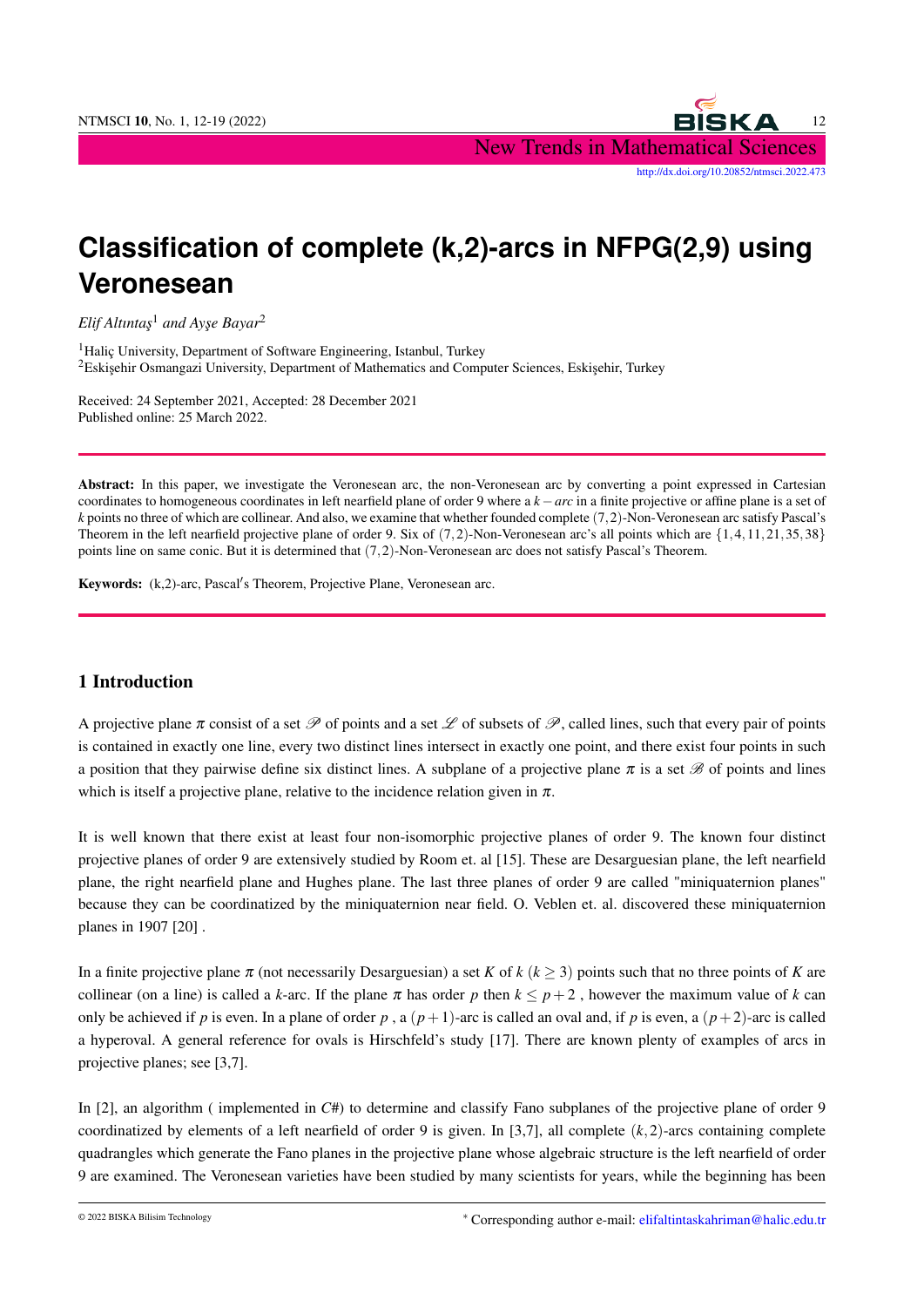# Classification of complete (k,2)-arcs in NFPG(2,9) using Veronesean

*Elif Altıntaş*[1] *and Ayşe Bayar*[2]

[1]Haliç University, Department of Software Engineering, Istanbul, Turkey
[2]Eskişehir Osmangazi University, Department of Mathematics and Computer Sciences, Eskişehir, Turkey

Received: 24 September 2021, Accepted: 28 December 2021
Published online: 25 March 2022.

**Abstract:** In this paper, we investigate the Veronesean arc, the non-Veronesean arc by converting a point expressed in Cartesian coordinates to homogeneous coordinates in left nearfield plane of order 9 where a $k-arc$ in a finite projective or affine plane is a set of $k$ points no three of which are collinear. And also, we examine that whether founded complete $(7,2)$-Non-Veronesean arc satisfy Pascal's Theorem in the left nearfield projective plane of order 9. Six of $(7,2)$-Non-Veronesean arc's all points which are $\{1,4,11,21,35,38\}$ points line on same conic. But it is determined that $(7,2)$-Non-Veronesean arc does not satisfy Pascal's Theorem.

**Keywords:** (k,2)-arc, Pascal$'$s Theorem, Projective Plane, Veronesean arc.

## 1 Introduction

A projective plane $\pi$ consist of a set $\mathscr{P}$ of points and a set $\mathscr{L}$ of subsets of $\mathscr{P}$, called lines, such that every pair of points is contained in exactly one line, every two distinct lines intersect in exactly one point, and there exist four points in such a position that they pairwise define six distinct lines. A subplane of a projective plane $\pi$ is a set $\mathscr{B}$ of points and lines which is itself a projective plane, relative to the incidence relation given in $\pi$.

It is well known that there exist at least four non-isomorphic projective planes of order 9. The known four distinct projective planes of order 9 are extensively studied by Room et. al [15]. These are Desarguesian plane, the left nearfield plane, the right nearfield plane and Hughes plane. The last three planes of order 9 are called "miniquaternion planes" because they can be coordinatized by the miniquaternion near field. O. Veblen et. al. discovered these miniquaternion planes in 1907 [20] .

In a finite projective plane $\pi$ (not necessarily Desarguesian) a set $K$ of $k$ $(k \geq 3)$ points such that no three points of $K$ are collinear (on a line) is called a $k$-arc. If the plane $\pi$ has order $p$ then $k \leq p+2$ , however the maximum value of $k$ can only be achieved if $p$ is even. In a plane of order $p$ , a $(p+1)$-arc is called an oval and, if $p$ is even, a $(p+2)$-arc is called a hyperoval. A general reference for ovals is Hirschfeld's study [17]. There are known plenty of examples of arcs in projective planes; see [3,7].

In [2], an algorithm ( implemented in *C#*) to determine and classify Fano subplanes of the projective plane of order 9 coordinatized by elements of a left nearfield of order 9 is given. In [3,7], all complete $(k,2)$-arcs containing complete quadrangles which generate the Fano planes in the projective plane whose algebraic structure is the left nearfield of order 9 are examined. The Veronesean varieties have been studied by many scientists for years, while the beginning has been

© 2022 BISKA Bilisim Technology

* Corresponding author e-mail: elifaltintaskahriman@halic.edu.tr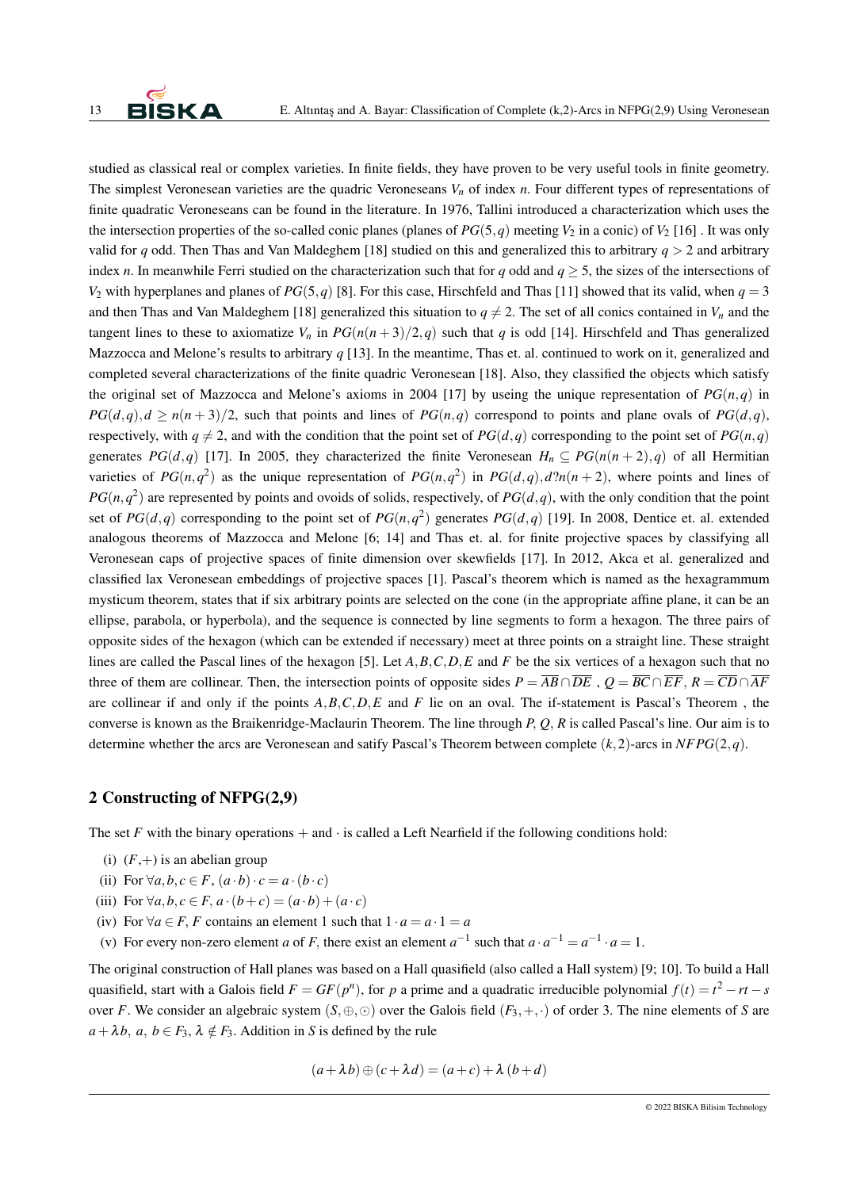studied as classical real or complex varieties. In finite fields, they have proven to be very useful tools in finite geometry. The simplest Veronesean varieties are the quadric Veroneseans $V_n$ of index $n$. Four different types of representations of finite quadratic Veroneseans can be found in the literature. In 1976, Tallini introduced a characterization which uses the the intersection properties of the so-called conic planes (planes of $PG(5,q)$ meeting $V_2$ in a conic) of $V_2$ [16] . It was only valid for $q$ odd. Then Thas and Van Maldeghem [18] studied on this and generalized this to arbitrary $q > 2$ and arbitrary index $n$. In meanwhile Ferri studied on the characterization such that for $q$ odd and $q \geq 5$, the sizes of the intersections of $V_2$ with hyperplanes and planes of $PG(5,q)$ [8]. For this case, Hirschfeld and Thas [11] showed that its valid, when $q = 3$ and then Thas and Van Maldeghem [18] generalized this situation to $q \neq 2$. The set of all conics contained in $V_n$ and the tangent lines to these to axiomatize $V_n$ in $PG(n(n+3)/2,q)$ such that $q$ is odd [14]. Hirschfeld and Thas generalized Mazzocca and Melone's results to arbitrary $q$ [13]. In the meantime, Thas et. al. continued to work on it, generalized and completed several characterizations of the finite quadric Veronesean [18]. Also, they classified the objects which satisfy the original set of Mazzocca and Melone's axioms in 2004 [17] by useing the unique representation of $PG(n,q)$ in $PG(d,q), d \geq n(n+3)/2$, such that points and lines of $PG(n,q)$ correspond to points and plane ovals of $PG(d,q)$, respectively, with $q \neq 2$, and with the condition that the point set of $PG(d,q)$ corresponding to the point set of $PG(n,q)$ generates $PG(d,q)$ [17]. In 2005, they characterized the finite Veronesean $H_n \subseteq PG(n(n+2),q)$ of all Hermitian varieties of $PG(n,q^2)$ as the unique representation of $PG(n,q^2)$ in $PG(d,q), d?n(n+2)$, where points and lines of $PG(n,q^2)$ are represented by points and ovoids of solids, respectively, of $PG(d,q)$, with the only condition that the point set of $PG(d,q)$ corresponding to the point set of $PG(n,q^2)$ generates $PG(d,q)$ [19]. In 2008, Dentice et. al. extended analogous theorems of Mazzocca and Melone [6; 14] and Thas et. al. for finite projective spaces by classifying all Veronesean caps of projective spaces of finite dimension over skewfields [17]. In 2012, Akca et al. generalized and classified lax Veronesean embeddings of projective spaces [1]. Pascal's theorem which is named as the hexagrammum mysticum theorem, states that if six arbitrary points are selected on the cone (in the appropriate affine plane, it can be an ellipse, parabola, or hyperbola), and the sequence is connected by line segments to form a hexagon. The three pairs of opposite sides of the hexagon (which can be extended if necessary) meet at three points on a straight line. These straight lines are called the Pascal lines of the hexagon [5]. Let $A,B,C,D,E$ and $F$ be the six vertices of a hexagon such that no three of them are collinear. Then, the intersection points of opposite sides $P = \overline{AB} \cap \overline{DE}$ , $Q = \overline{BC} \cap \overline{EF}$, $R = \overline{CD} \cap \overline{AF}$ are collinear if and only if the points $A,B,C,D,E$ and $F$ lie on an oval. The if-statement is Pascal's Theorem , the converse is known as the Braikenridge-Maclaurin Theorem. The line through $P$, $Q$, $R$ is called Pascal's line. Our aim is to determine whether the arcs are Veronesean and satisfy Pascal's Theorem between complete $(k,2)$-arcs in $NFPG(2,q)$.

## 2 Constructing of NFPG(2,9)

The set $F$ with the binary operations $+$ and $\cdot$ is called a Left Nearfield if the following conditions hold:

(i) $(F,+)$ is an abelian group

(ii) For $\forall a,b,c \in F$, $(a \cdot b) \cdot c = a \cdot (b \cdot c)$

(iii) For $\forall a,b,c \in F$, $a \cdot (b+c) = (a \cdot b) + (a \cdot c)$

(iv) For $\forall a \in F$, $F$ contains an element 1 such that $1 \cdot a = a \cdot 1 = a$

(v) For every non-zero element $a$ of $F$, there exist an element $a^{-1}$ such that $a \cdot a^{-1} = a^{-1} \cdot a = 1$.

The original construction of Hall planes was based on a Hall quasifield (also called a Hall system) [9; 10]. To build a Hall quasifield, start with a Galois field $F = GF(p^n)$, for $p$ a prime and a quadratic irreducible polynomial $f(t) = t^2 - rt - s$ over $F$. We consider an algebraic system $(S, \oplus, \odot)$ over the Galois field $(F_3, +, \cdot)$ of order 3. The nine elements of $S$ are $a + \lambda b,\ a,\ b \in F_3,\ \lambda \notin F_3$. Addition in $S$ is defined by the rule

$$(a+\lambda b) \oplus (c+\lambda d) = (a+c) + \lambda\,(b+d)$$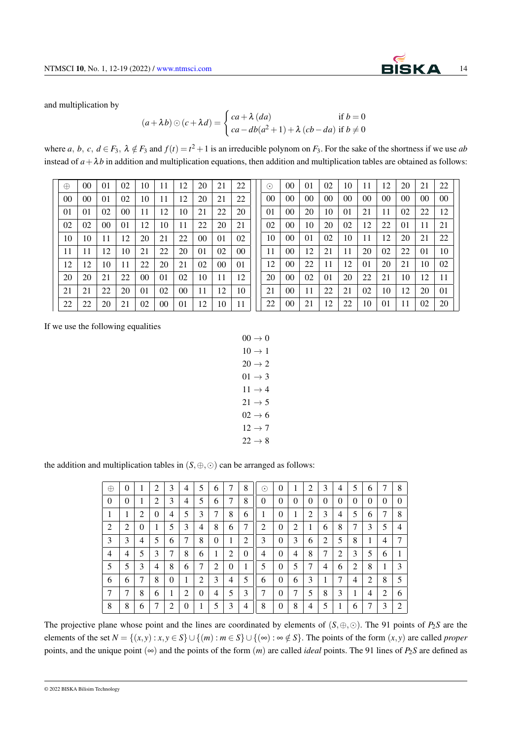and multiplication by

$$(a+\lambda b)\odot(c+\lambda d)=\begin{cases} ca+\lambda\,(da) & \text{if } b=0 \\ ca-db(a^2+1)+\lambda\,(cb-da) & \text{if } b\neq 0 \end{cases}$$

where $a,\ b,\ c,\ d\in F_3,\ \lambda\notin F_3$ and $f(t)=t^2+1$ is an irreducible polynom on $F_3$. For the sake of the shortness if we use $ab$ instead of $a+\lambda b$ in addition and multiplication equations, then addition and multiplication tables are obtained as follows:

| $\oplus$ | 00 | 01 | 02 | 10 | 11 | 12 | 20 | 21 | 22 |
|---|---|---|---|---|---|---|---|---|---|
| 00 | 00 | 01 | 02 | 10 | 11 | 12 | 20 | 21 | 22 |
| 01 | 01 | 02 | 00 | 11 | 12 | 10 | 21 | 22 | 20 |
| 02 | 02 | 00 | 01 | 12 | 10 | 11 | 22 | 20 | 21 |
| 10 | 10 | 11 | 12 | 20 | 21 | 22 | 00 | 01 | 02 |
| 11 | 11 | 12 | 10 | 21 | 22 | 20 | 01 | 02 | 00 |
| 12 | 12 | 10 | 11 | 22 | 20 | 21 | 02 | 00 | 01 |
| 20 | 20 | 21 | 22 | 00 | 01 | 02 | 10 | 11 | 12 |
| 21 | 21 | 22 | 20 | 01 | 02 | 00 | 11 | 12 | 10 |
| 22 | 22 | 20 | 21 | 02 | 00 | 01 | 12 | 10 | 11 |

| $\odot$ | 00 | 01 | 02 | 10 | 11 | 12 | 20 | 21 | 22 |
|---|---|---|---|---|---|---|---|---|---|
| 00 | 00 | 00 | 00 | 00 | 00 | 00 | 00 | 00 | 00 |
| 01 | 00 | 20 | 10 | 01 | 21 | 11 | 02 | 22 | 12 |
| 02 | 00 | 10 | 20 | 02 | 12 | 22 | 01 | 11 | 21 |
| 10 | 00 | 01 | 02 | 10 | 11 | 12 | 20 | 21 | 22 |
| 11 | 00 | 12 | 21 | 11 | 20 | 02 | 22 | 01 | 10 |
| 12 | 00 | 22 | 11 | 12 | 01 | 20 | 21 | 10 | 02 |
| 20 | 00 | 02 | 01 | 20 | 22 | 21 | 10 | 12 | 11 |
| 21 | 00 | 11 | 22 | 21 | 02 | 10 | 12 | 20 | 01 |
| 22 | 00 | 21 | 12 | 22 | 10 | 01 | 11 | 02 | 20 |

If we use the following equalities

$$00\to 0$$
$$10\to 1$$
$$20\to 2$$
$$01\to 3$$
$$11\to 4$$
$$21\to 5$$
$$02\to 6$$
$$12\to 7$$
$$22\to 8$$

the addition and multiplication tables in $(S,\oplus,\odot)$ can be arranged as follows:

| $\oplus$ | 0 | 1 | 2 | 3 | 4 | 5 | 6 | 7 | 8 |
|---|---|---|---|---|---|---|---|---|---|
| 0 | 0 | 1 | 2 | 3 | 4 | 5 | 6 | 7 | 8 |
| 1 | 1 | 2 | 0 | 4 | 5 | 3 | 7 | 8 | 6 |
| 2 | 2 | 0 | 1 | 5 | 3 | 4 | 8 | 6 | 7 |
| 3 | 3 | 4 | 5 | 6 | 7 | 8 | 0 | 1 | 2 |
| 4 | 4 | 5 | 3 | 7 | 8 | 6 | 1 | 2 | 0 |
| 5 | 5 | 3 | 4 | 8 | 6 | 7 | 2 | 0 | 1 |
| 6 | 6 | 7 | 8 | 0 | 1 | 2 | 3 | 4 | 5 |
| 7 | 7 | 8 | 6 | 1 | 2 | 0 | 4 | 5 | 3 |
| 8 | 8 | 6 | 7 | 2 | 0 | 1 | 5 | 3 | 4 |

| $\odot$ | 0 | 1 | 2 | 3 | 4 | 5 | 6 | 7 | 8 |
|---|---|---|---|---|---|---|---|---|---|
| 0 | 0 | 0 | 0 | 0 | 0 | 0 | 0 | 0 | 0 |
| 1 | 0 | 1 | 2 | 3 | 4 | 5 | 6 | 7 | 8 |
| 2 | 0 | 2 | 1 | 6 | 8 | 7 | 3 | 5 | 4 |
| 3 | 0 | 3 | 6 | 2 | 5 | 8 | 1 | 4 | 7 |
| 4 | 0 | 4 | 8 | 7 | 2 | 3 | 5 | 6 | 1 |
| 5 | 0 | 5 | 7 | 4 | 6 | 2 | 8 | 1 | 3 |
| 6 | 0 | 6 | 3 | 1 | 7 | 4 | 2 | 8 | 5 |
| 7 | 0 | 7 | 5 | 8 | 3 | 1 | 4 | 2 | 6 |
| 8 | 0 | 8 | 4 | 5 | 1 | 6 | 7 | 3 | 2 |

The projective plane whose point and the lines are coordinated by elements of $(S,\oplus,\odot)$. The 91 points of $P_2S$ are the elements of the set $N=\{(x,y):x,y\in S\}\cup\{(m):m\in S\}\cup\{(\infty):\infty\notin S\}$. The points of the form $(x,y)$ are called *proper* points, and the unique point $(\infty)$ and the points of the form $(m)$ are called *ideal* points. The 91 lines of $P_2S$ are defined as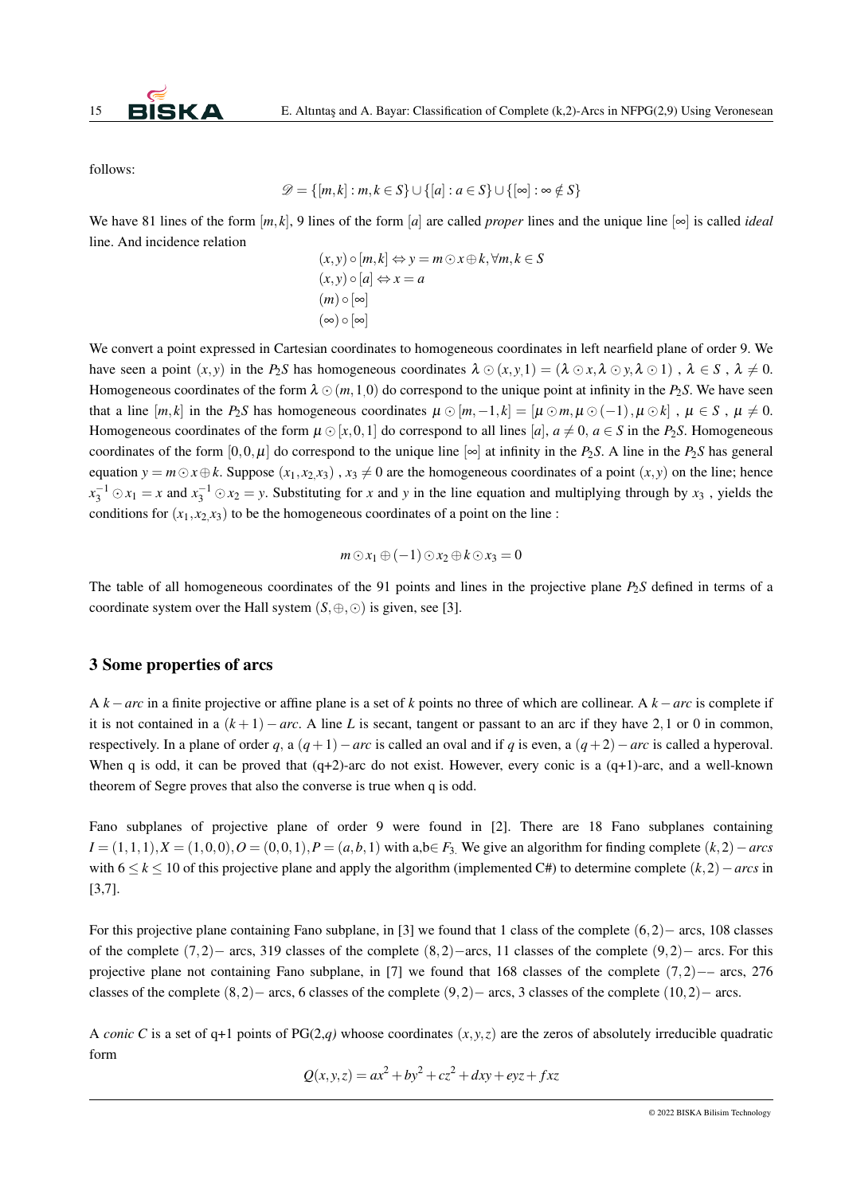follows:

$$\mathscr{D} = \{[m,k] : m,k \in S\} \cup \{[a] : a \in S\} \cup \{[\infty] : \infty \notin S\}$$

We have 81 lines of the form $[m,k]$, 9 lines of the form $[a]$ are called *proper* lines and the unique line $[\infty]$ is called *ideal* line. And incidence relation

$$(x,y) \circ [m,k] \Leftrightarrow y = m \odot x \oplus k, \forall m,k \in S$$
$$(x,y) \circ [a] \Leftrightarrow x = a$$
$$(m) \circ [\infty]$$
$$(\infty) \circ [\infty]$$

We convert a point expressed in Cartesian coordinates to homogeneous coordinates in left nearfield plane of order 9. We have seen a point $(x,y)$ in the $P_2S$ has homogeneous coordinates $\lambda \odot (x,y,1) = (\lambda \odot x, \lambda \odot y, \lambda \odot 1)$ , $\lambda \in S$ , $\lambda \neq 0$. Homogeneous coordinates of the form $\lambda \odot (m,1,0)$ do correspond to the unique point at infinity in the $P_2S$. We have seen that a line $[m,k]$ in the $P_2S$ has homogeneous coordinates $\mu \odot [m,-1,k] = [\mu \odot m, \mu \odot (-1), \mu \odot k]$ , $\mu \in S$ , $\mu \neq 0$. Homogeneous coordinates of the form $\mu \odot [x,0,1]$ do correspond to all lines $[a]$, $a \neq 0$, $a \in S$ in the $P_2S$. Homogeneous coordinates of the form $[0,0,\mu]$ do correspond to the unique line $[\infty]$ at infinity in the $P_2S$. A line in the $P_2S$ has general equation $y = m \odot x \oplus k$. Suppose $(x_1,x_2,x_3)$ , $x_3 \neq 0$ are the homogeneous coordinates of a point $(x,y)$ on the line; hence $x_3^{-1} \odot x_1 = x$ and $x_3^{-1} \odot x_2 = y$. Substituting for $x$ and $y$ in the line equation and multiplying through by $x_3$ , yields the conditions for $(x_1,x_2,x_3)$ to be the homogeneous coordinates of a point on the line :

$$m \odot x_1 \oplus (-1) \odot x_2 \oplus k \odot x_3 = 0$$

The table of all homogeneous coordinates of the 91 points and lines in the projective plane $P_2S$ defined in terms of a coordinate system over the Hall system $(S,\oplus,\odot)$ is given, see [3].

## 3 Some properties of arcs

A $k-arc$ in a finite projective or affine plane is a set of $k$ points no three of which are collinear. A $k-arc$ is complete if it is not contained in a $(k+1)-arc$. A line $L$ is secant, tangent or passant to an arc if they have 2, 1 or 0 in common, respectively. In a plane of order $q$, a $(q+1)-arc$ is called an oval and if $q$ is even, a $(q+2)-arc$ is called a hyperoval. When q is odd, it can be proved that (q+2)-arc do not exist. However, every conic is a (q+1)-arc, and a well-known theorem of Segre proves that also the converse is true when q is odd.

Fano subplanes of projective plane of order 9 were found in [2]. There are 18 Fano subplanes containing $I=(1,1,1), X=(1,0,0), O=(0,0,1), P=(a,b,1)$ with a,b$\in F_3$. We give an algorithm for finding complete $(k,2)-arcs$ with $6 \leq k \leq 10$ of this projective plane and apply the algorithm (implemented C#) to determine complete $(k,2)-arcs$ in [3,7].

For this projective plane containing Fano subplane, in [3] we found that 1 class of the complete $(6,2)-$ arcs, 108 classes of the complete $(7,2)-$ arcs, 319 classes of the complete $(8,2)-$arcs, 11 classes of the complete $(9,2)-$ arcs. For this projective plane not containing Fano subplane, in [7] we found that 168 classes of the complete $(7,2)--$ arcs, 276 classes of the complete $(8,2)-$ arcs, 6 classes of the complete $(9,2)-$ arcs, 3 classes of the complete $(10,2)-$ arcs.

A *conic C* is a set of q+1 points of PG(2,*q)* whoose coordinates $(x,y,z)$ are the zeros of absolutely irreducible quadratic form

$$Q(x,y,z) = ax^2 + by^2 + cz^2 + dxy + eyz + fxz$$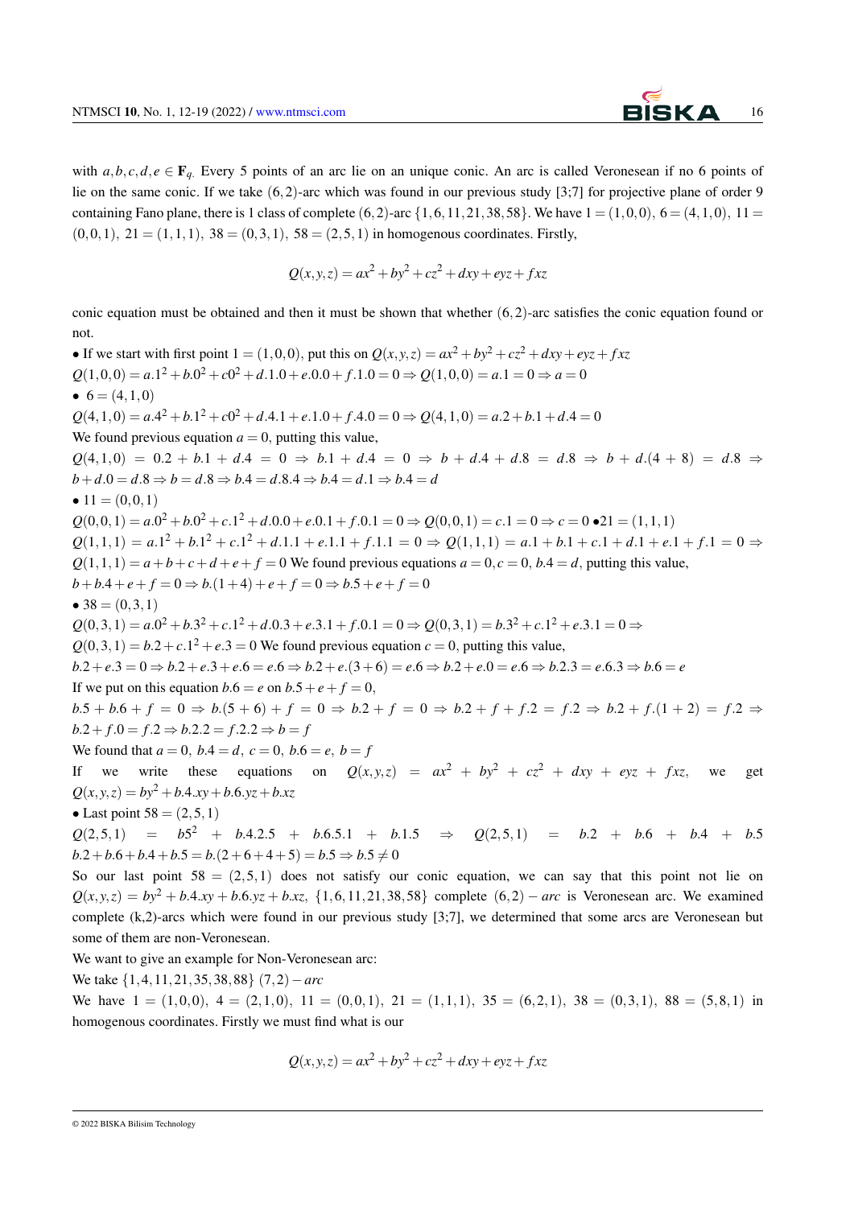with $a,b,c,d,e \in \mathbf{F}_{q.}$ Every 5 points of an arc lie on an unique conic. An arc is called Veronesean if no 6 points of lie on the same conic. If we take $(6,2)$-arc which was found in our previous study [3;7] for projective plane of order 9 containing Fano plane, there is 1 class of complete $(6,2)$-arc $\{1,6,11,21,38,58\}$. We have $1=(1,0,0),\ 6=(4,1,0),\ 11=(0,0,1),\ 21=(1,1,1),\ 38=(0,3,1),\ 58=(2,5,1)$ in homogenous coordinates. Firstly,

$$Q(x,y,z)=ax^2+by^2+cz^2+dxy+eyz+fxz$$

conic equation must be obtained and then it must be shown that whether $(6,2)$-arc satisfies the conic equation found or not.

- If we start with first point $1=(1,0,0)$, put this on $Q(x,y,z)=ax^2+by^2+cz^2+dxy+eyz+fxz$

$Q(1,0,0)=a.1^2+b.0^2+c0^2+d.1.0+e.0.0+f.1.0=0 \Rightarrow Q(1,0,0)=a.1=0 \Rightarrow a=0$

- $6=(4,1,0)$

$Q(4,1,0)=a.4^2+b.1^2+c0^2+d.4.1+e.1.0+f.4.0=0 \Rightarrow Q(4,1,0)=a.2+b.1+d.4=0$

We found previous equation $a=0$, putting this value,

$Q(4,1,0)=0.2+b.1+d.4=0 \Rightarrow b.1+d.4=0 \Rightarrow b+d.4+d.8=d.8 \Rightarrow b+d.(4+8)=d.8 \Rightarrow b+d.0=d.8 \Rightarrow b=d.8 \Rightarrow b.4=d.8.4 \Rightarrow b.4=d.1 \Rightarrow b.4=d$

- $11=(0,0,1)$

$Q(0,0,1)=a.0^2+b.0^2+c.1^2+d.0.0+e.0.1+f.0.1=0 \Rightarrow Q(0,0,1)=c.1=0 \Rightarrow c=0$ • $21=(1,1,1)$

$Q(1,1,1)=a.1^2+b.1^2+c.1^2+d.1.1+e.1.1+f.1.1=0 \Rightarrow Q(1,1,1)=a.1+b.1+c.1+d.1+e.1+f.1=0 \Rightarrow Q(1,1,1)=a+b+c+d+e+f=0$ We found previous equations $a=0, c=0,\ b.4=d$, putting this value,

$b+b.4+e+f=0 \Rightarrow b.(1+4)+e+f=0 \Rightarrow b.5+e+f=0$

- $38=(0,3,1)$

$Q(0,3,1)=a.0^2+b.3^2+c.1^2+d.0.3+e.3.1+f.0.1=0 \Rightarrow Q(0,3,1)=b.3^2+c.1^2+e.3.1=0 \Rightarrow$

$Q(0,3,1)=b.2+c.1^2+e.3=0$ We found previous equation $c=0$, putting this value,

$b.2+e.3=0 \Rightarrow b.2+e.3+e.6=e.6 \Rightarrow b.2+e.(3+6)=e.6 \Rightarrow b.2+e.0=e.6 \Rightarrow b.2.3=e.6.3 \Rightarrow b.6=e$

If we put on this equation $b.6=e$ on $b.5+e+f=0$,

$b.5+b.6+f=0 \Rightarrow b.(5+6)+f=0 \Rightarrow b.2+f=0 \Rightarrow b.2+f+f.2=f.2 \Rightarrow b.2+f.(1+2)=f.2 \Rightarrow b.2+f.0=f.2 \Rightarrow b.2.2=f.2.2 \Rightarrow b=f$

We found that $a=0,\ b.4=d,\ c=0,\ b.6=e,\ b=f$

If we write these equations on $Q(x,y,z)=ax^2+by^2+cz^2+dxy+eyz+fxz$, we get $Q(x,y,z)=by^2+b.4.xy+b.6.yz+b.xz$

- Last point $58=(2,5,1)$

$Q(2,5,1) = b5^2+b.4.2.5+b.6.5.1+b.1.5 \Rightarrow Q(2,5,1)=b.2+b.6+b.4+b.5$
$b.2+b.6+b.4+b.5=b.(2+6+4+5)=b.5 \Rightarrow b.5 \neq 0$

So our last point $58=(2,5,1)$ does not satisfy our conic equation, we can say that this point not lie on $Q(x,y,z)=by^2+b.4.xy+b.6.yz+b.xz$, $\{1,6,11,21,38,58\}$ complete $(6,2)-arc$ is Veronesean arc. We examined complete (k,2)-arcs which were found in our previous study [3;7], we determined that some arcs are Veronesean but some of them are non-Veronesean.

We want to give an example for Non-Veronesean arc:

We take $\{1,4,11,21,35,38,88\}$ $(7,2)-arc$

We have $1=(1,0,0),\ 4=(2,1,0),\ 11=(0,0,1),\ 21=(1,1,1),\ 35=(6,2,1),\ 38=(0,3,1),\ 88=(5,8,1)$ in homogenous coordinates. Firstly we must find what is our

$$Q(x,y,z)=ax^2+by^2+cz^2+dxy+eyz+fxz$$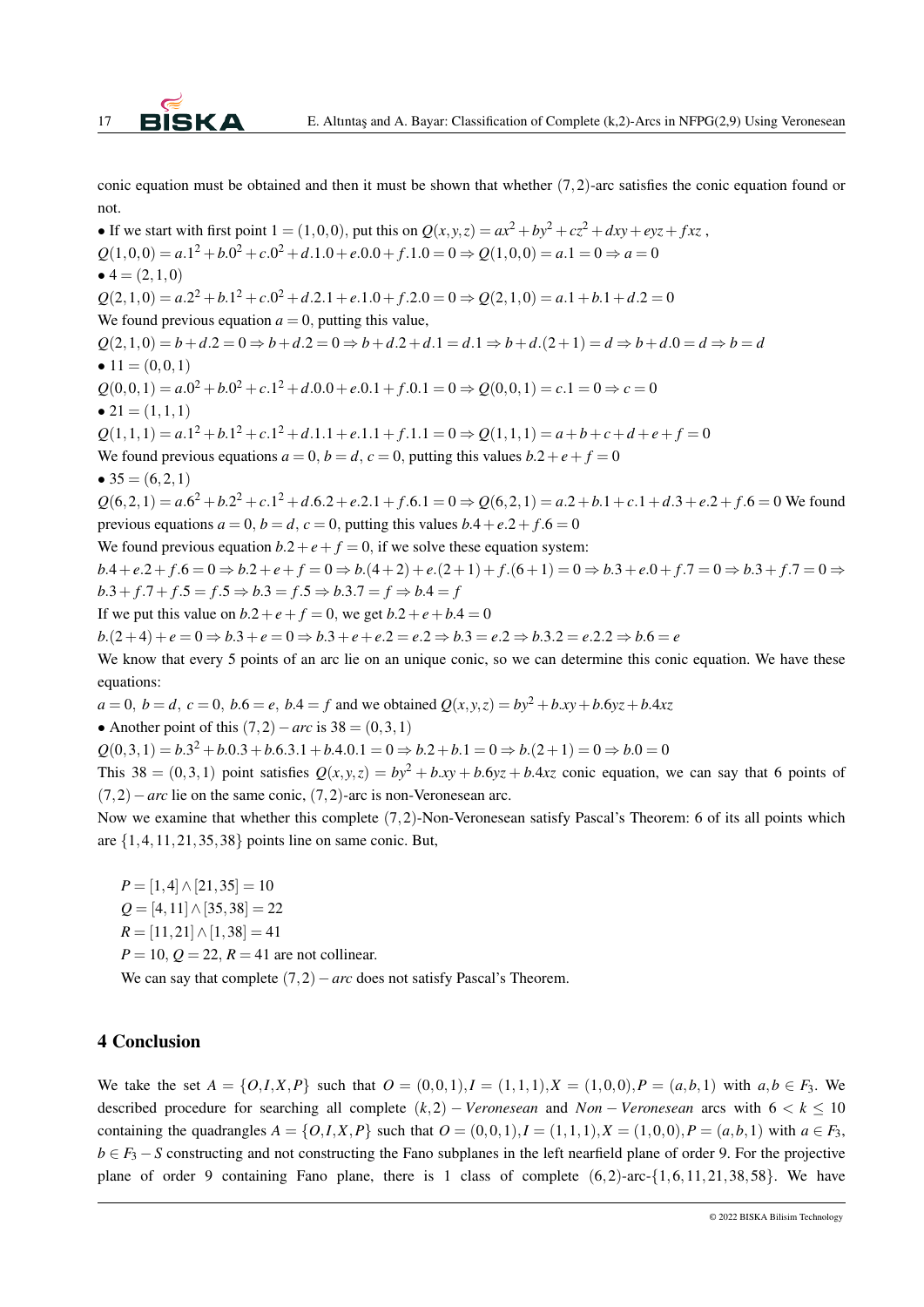conic equation must be obtained and then it must be shown that whether $(7,2)$-arc satisfies the conic equation found or not.

• If we start with first point $1=(1,0,0)$, put this on $Q(x,y,z)=ax^2+by^2+cz^2+dxy+eyz+fxz$,

$Q(1,0,0)=a.1^2+b.0^2+c.0^2+d.1.0+e.0.0+f.1.0=0 \Rightarrow Q(1,0,0)=a.1=0 \Rightarrow a=0$

• $4=(2,1,0)$

$Q(2,1,0)=a.2^2+b.1^2+c.0^2+d.2.1+e.1.0+f.2.0=0 \Rightarrow Q(2,1,0)=a.1+b.1+d.2=0$

We found previous equation $a=0$, putting this value,

$Q(2,1,0)=b+d.2=0 \Rightarrow b+d.2=0 \Rightarrow b+d.2+d.1=d.1 \Rightarrow b+d.(2+1)=d \Rightarrow b+d.0=d \Rightarrow b=d$

• $11=(0,0,1)$

$Q(0,0,1)=a.0^2+b.0^2+c.1^2+d.0.0+e.0.1+f.0.1=0 \Rightarrow Q(0,0,1)=c.1=0 \Rightarrow c=0$

• $21=(1,1,1)$

$Q(1,1,1)=a.1^2+b.1^2+c.1^2+d.1.1+e.1.1+f.1.1=0 \Rightarrow Q(1,1,1)=a+b+c+d+e+f=0$

We found previous equations $a=0$, $b=d$, $c=0$, putting this values $b.2+e+f=0$

• $35=(6,2,1)$

$Q(6,2,1)=a.6^2+b.2^2+c.1^2+d.6.2+e.2.1+f.6.1=0 \Rightarrow Q(6,2,1)=a.2+b.1+c.1+d.3+e.2+f.6=0$ We found previous equations $a=0$, $b=d$, $c=0$, putting this values $b.4+e.2+f.6=0$

We found previous equation $b.2+e+f=0$, if we solve these equation system:

$b.4+e.2+f.6=0 \Rightarrow b.2+e+f=0 \Rightarrow b.(4+2)+e.(2+1)+f.(6+1)=0 \Rightarrow b.3+e.0+f.7=0 \Rightarrow b.3+f.7=0 \Rightarrow b.3+f.7+f.5=f.5 \Rightarrow b.3=f.5 \Rightarrow b.3.7=f \Rightarrow b.4=f$

If we put this value on $b.2+e+f=0$, we get $b.2+e+b.4=0$

$b.(2+4)+e=0 \Rightarrow b.3+e=0 \Rightarrow b.3+e+e.2=e.2 \Rightarrow b.3=e.2 \Rightarrow b.3.2=e.2.2 \Rightarrow b.6=e$

We know that every 5 points of an arc lie on an unique conic, so we can determine this conic equation. We have these equations:

$a=0$, $b=d$, $c=0$, $b.6=e$, $b.4=f$ and we obtained $Q(x,y,z)=by^2+b.xy+b.6yz+b.4xz$

• Another point of this $(7,2)-arc$ is $38=(0,3,1)$

$Q(0,3,1)=b.3^2+b.0.3+b.6.3.1+b.4.0.1=0 \Rightarrow b.2+b.1=0 \Rightarrow b.(2+1)=0 \Rightarrow b.0=0$

This $38=(0,3,1)$ point satisfies $Q(x,y,z)=by^2+b.xy+b.6yz+b.4xz$ conic equation, we can say that 6 points of $(7,2)-arc$ lie on the same conic, $(7,2)$-arc is non-Veronesean arc.

Now we examine that whether this complete $(7,2)$-Non-Veronesean satisfy Pascal's Theorem: 6 of its all points which are $\{1,4,11,21,35,38\}$ points line on same conic. But,

$P=[1,4]\wedge[21,35]=10$

$Q=[4,11]\wedge[35,38]=22$

$R=[11,21]\wedge[1,38]=41$

$P=10$, $Q=22$, $R=41$ are not collinear.

We can say that complete $(7,2)-arc$ does not satisfy Pascal's Theorem.

## 4 Conclusion

We take the set $A=\{O,I,X,P\}$ such that $O=(0,0,1), I=(1,1,1), X=(1,0,0), P=(a,b,1)$ with $a,b\in F_3$. We described procedure for searching all complete $(k,2)-Veronesean$ and $Non-Veronesean$ arcs with $6<k\leq 10$ containing the quadrangles $A=\{O,I,X,P\}$ such that $O=(0,0,1), I=(1,1,1), X=(1,0,0), P=(a,b,1)$ with $a\in F_3$, $b\in F_3-S$ constructing and not constructing the Fano subplanes in the left nearfield plane of order 9. For the projective plane of order 9 containing Fano plane, there is 1 class of complete $(6,2)$-arc-$\{1,6,11,21,38,58\}$. We have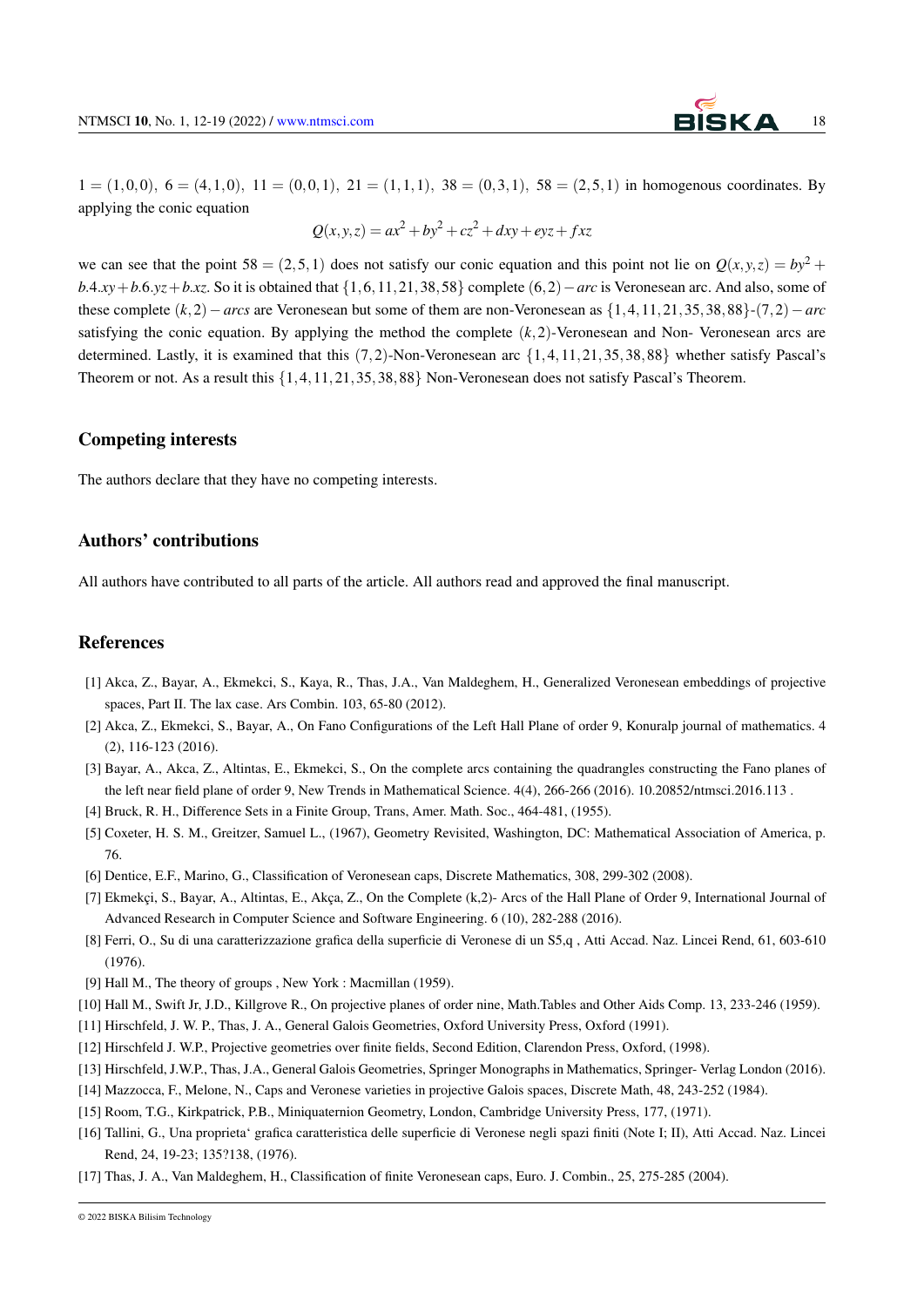$1 = (1,0,0),\ 6 = (4,1,0),\ 11 = (0,0,1),\ 21 = (1,1,1),\ 38 = (0,3,1),\ 58 = (2,5,1)$ in homogenous coordinates. By applying the conic equation

$$Q(x,y,z) = ax^2 + by^2 + cz^2 + dxy + eyz + fxz$$

we can see that the point $58 = (2,5,1)$ does not satisfy our conic equation and this point not lie on $Q(x,y,z) = by^2 + b.4.xy + b.6.yz + b.xz$. So it is obtained that $\{1,6,11,21,38,58\}$ complete $(6,2)-arc$ is Veronesean arc. And also, some of these complete $(k,2)-arcs$ are Veronesean but some of them are non-Veronesean as $\{1,4,11,21,35,38,88\}$-$(7,2)-arc$ satisfying the conic equation. By applying the method the complete $(k,2)$-Veronesean and Non- Veronesean arcs are determined. Lastly, it is examined that this $(7,2)$-Non-Veronesean arc $\{1,4,11,21,35,38,88\}$ whether satisfy Pascal's Theorem or not. As a result this $\{1,4,11,21,35,38,88\}$ Non-Veronesean does not satisfy Pascal's Theorem.

## Competing interests

The authors declare that they have no competing interests.

## Authors' contributions

All authors have contributed to all parts of the article. All authors read and approved the final manuscript.

## References

[1] Akca, Z., Bayar, A., Ekmekci, S., Kaya, R., Thas, J.A., Van Maldeghem, H., Generalized Veronesean embeddings of projective spaces, Part II. The lax case. Ars Combin. 103, 65-80 (2012).

[2] Akca, Z., Ekmekci, S., Bayar, A., On Fano Configurations of the Left Hall Plane of order 9, Konuralp journal of mathematics. 4 (2), 116-123 (2016).

[3] Bayar, A., Akca, Z., Altintas, E., Ekmekci, S., On the complete arcs containing the quadrangles constructing the Fano planes of the left near field plane of order 9, New Trends in Mathematical Science. 4(4), 266-266 (2016). 10.20852/ntmsci.2016.113 .

[4] Bruck, R. H., Difference Sets in a Finite Group, Trans, Amer. Math. Soc., 464-481, (1955).

[5] Coxeter, H. S. M., Greitzer, Samuel L., (1967), Geometry Revisited, Washington, DC: Mathematical Association of America, p. 76.

[6] Dentice, E.F., Marino, G., Classification of Veronesean caps, Discrete Mathematics, 308, 299-302 (2008).

[7] Ekmekçi, S., Bayar, A., Altintas, E., Akça, Z., On the Complete (k,2)- Arcs of the Hall Plane of Order 9, International Journal of Advanced Research in Computer Science and Software Engineering. 6 (10), 282-288 (2016).

[8] Ferri, O., Su di una caratterizzazione grafica della superficie di Veronese di un S5,q , Atti Accad. Naz. Lincei Rend, 61, 603-610 (1976).

[9] Hall M., The theory of groups , New York : Macmillan (1959).

[10] Hall M., Swift Jr, J.D., Killgrove R., On projective planes of order nine, Math.Tables and Other Aids Comp. 13, 233-246 (1959).

[11] Hirschfeld, J. W. P., Thas, J. A., General Galois Geometries, Oxford University Press, Oxford (1991).

[12] Hirschfeld J. W.P., Projective geometries over finite fields, Second Edition, Clarendon Press, Oxford, (1998).

[13] Hirschfeld, J.W.P., Thas, J.A., General Galois Geometries, Springer Monographs in Mathematics, Springer- Verlag London (2016).

[14] Mazzocca, F., Melone, N., Caps and Veronese varieties in projective Galois spaces, Discrete Math, 48, 243-252 (1984).

[15] Room, T.G., Kirkpatrick, P.B., Miniquaternion Geometry, London, Cambridge University Press, 177, (1971).

[16] Tallini, G., Una proprieta‘ grafica caratteristica delle superficie di Veronese negli spazi finiti (Note I; II), Atti Accad. Naz. Lincei Rend, 24, 19-23; 135?138, (1976).

[17] Thas, J. A., Van Maldeghem, H., Classification of finite Veronesean caps, Euro. J. Combin., 25, 275-285 (2004).

© 2022 BISKA Bilisim Technology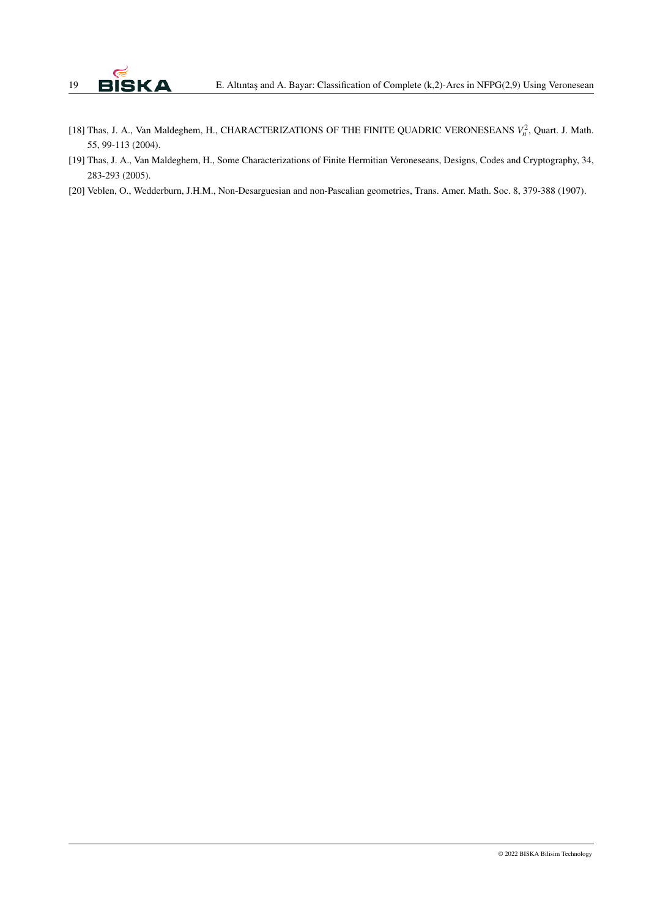[18] Thas, J. A., Van Maldeghem, H., CHARACTERIZATIONS OF THE FINITE QUADRIC VERONESEANS $V_n^2$, Quart. J. Math. 55, 99-113 (2004).

[19] Thas, J. A., Van Maldeghem, H., Some Characterizations of Finite Hermitian Veroneseans, Designs, Codes and Cryptography, 34, 283-293 (2005).

[20] Veblen, O., Wedderburn, J.H.M., Non-Desarguesian and non-Pascalian geometries, Trans. Amer. Math. Soc. 8, 379-388 (1907).